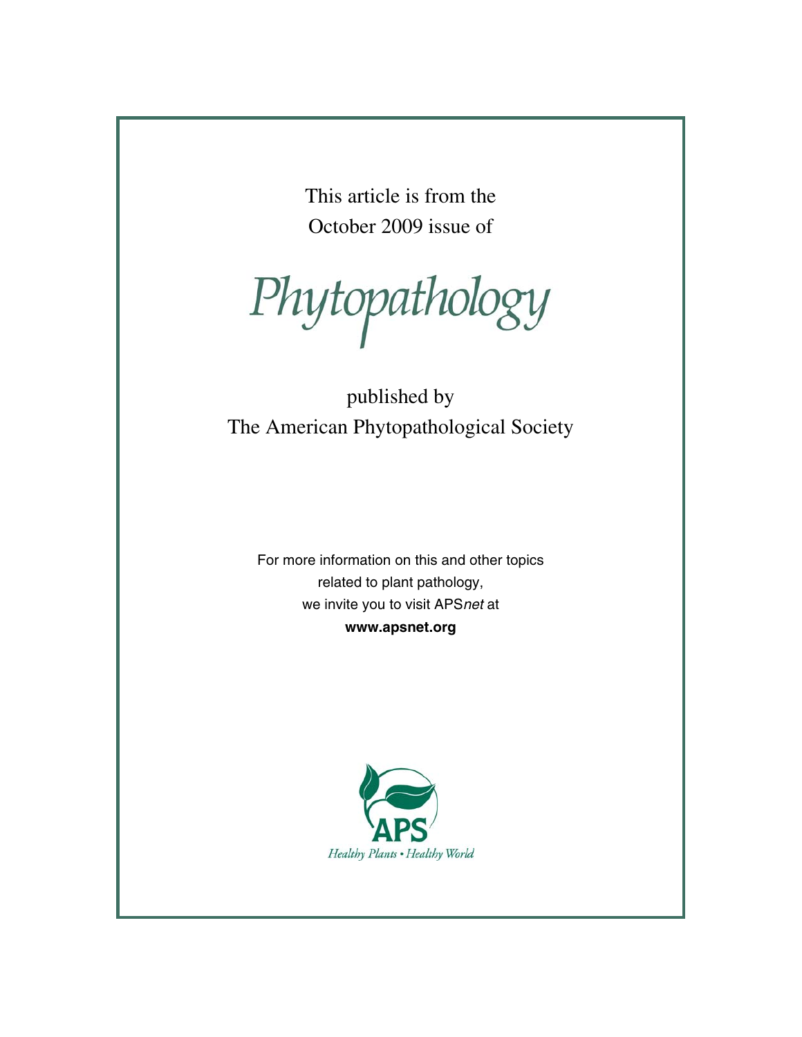This article is from the
October 2009 issue of

# Phytopathology

published by
The American Phytopathological Society

For more information on this and other topics
related to plant pathology,
we invite you to visit APS*net* at
**www.apsnet.org**

APS
*Healthy Plants • Healthy World*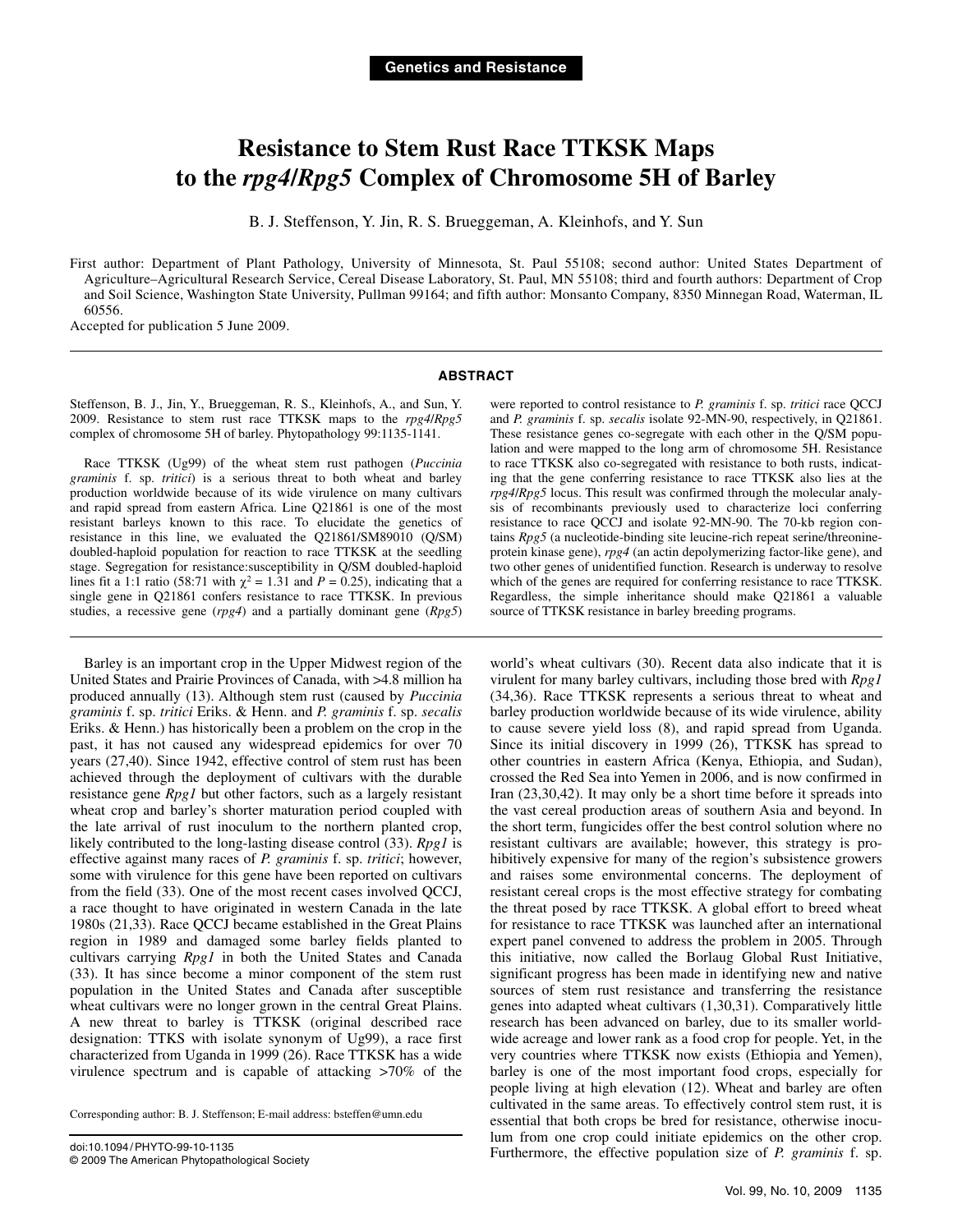Genetics and Resistance

# Resistance to Stem Rust Race TTKSK Maps to the *rpg4*/*Rpg5* Complex of Chromosome 5H of Barley

B. J. Steffenson, Y. Jin, R. S. Brueggeman, A. Kleinhofs, and Y. Sun

First author: Department of Plant Pathology, University of Minnesota, St. Paul 55108; second author: United States Department of Agriculture–Agricultural Research Service, Cereal Disease Laboratory, St. Paul, MN 55108; third and fourth authors: Department of Crop and Soil Science, Washington State University, Pullman 99164; and fifth author: Monsanto Company, 8350 Minnegan Road, Waterman, IL 60556.

Accepted for publication 5 June 2009.

## ABSTRACT

Steffenson, B. J., Jin, Y., Brueggeman, R. S., Kleinhofs, A., and Sun, Y. 2009. Resistance to stem rust race TTKSK maps to the *rpg4*/*Rpg5* complex of chromosome 5H of barley. Phytopathology 99:1135-1141.

Race TTKSK (Ug99) of the wheat stem rust pathogen (*Puccinia graminis* f. sp. *tritici*) is a serious threat to both wheat and barley production worldwide because of its wide virulence on many cultivars and rapid spread from eastern Africa. Line Q21861 is one of the most resistant barleys known to this race. To elucidate the genetics of resistance in this line, we evaluated the Q21861/SM89010 (Q/SM) doubled-haploid population for reaction to race TTKSK at the seedling stage. Segregation for resistance:susceptibility in Q/SM doubled-haploid lines fit a 1:1 ratio (58:71 with $\chi^2 = 1.31$ and $P = 0.25$), indicating that a single gene in Q21861 confers resistance to race TTKSK. In previous studies, a recessive gene (*rpg4*) and a partially dominant gene (*Rpg5*) were reported to control resistance to *P. graminis* f. sp. *tritici* race QCCJ and *P. graminis* f. sp. *secalis* isolate 92-MN-90, respectively, in Q21861. These resistance genes co-segregate with each other in the Q/SM population and were mapped to the long arm of chromosome 5H. Resistance to race TTKSK also co-segregated with resistance to both rusts, indicating that the gene conferring resistance to race TTKSK also lies at the *rpg4*/*Rpg5* locus. This result was confirmed through the molecular analysis of recombinants previously used to characterize loci conferring resistance to race QCCJ and isolate 92-MN-90. The 70-kb region contains *Rpg5* (a nucleotide-binding site leucine-rich repeat serine/threonine-protein kinase gene), *rpg4* (an actin depolymerizing factor-like gene), and two other genes of unidentified function. Research is underway to resolve which of the genes are required for conferring resistance to race TTKSK. Regardless, the simple inheritance should make Q21861 a valuable source of TTKSK resistance in barley breeding programs.

Barley is an important crop in the Upper Midwest region of the United States and Prairie Provinces of Canada, with >4.8 million ha produced annually (13). Although stem rust (caused by *Puccinia graminis* f. sp. *tritici* Eriks. & Henn. and *P. graminis* f. sp. *secalis* Eriks. & Henn.) has historically been a problem on the crop in the past, it has not caused any widespread epidemics for over 70 years (27,40). Since 1942, effective control of stem rust has been achieved through the deployment of cultivars with the durable resistance gene *Rpg1* but other factors, such as a largely resistant wheat crop and barley's shorter maturation period coupled with the late arrival of rust inoculum to the northern planted crop, likely contributed to the long-lasting disease control (33). *Rpg1* is effective against many races of *P. graminis* f. sp. *tritici*; however, some with virulence for this gene have been reported on cultivars from the field (33). One of the most recent cases involved QCCJ, a race thought to have originated in western Canada in the late 1980s (21,33). Race QCCJ became established in the Great Plains region in 1989 and damaged some barley fields planted to cultivars carrying *Rpg1* in both the United States and Canada (33). It has since become a minor component of the stem rust population in the United States and Canada after susceptible wheat cultivars were no longer grown in the central Great Plains. A new threat to barley is TTKSK (original described race designation: TTKS with isolate synonym of Ug99), a race first characterized from Uganda in 1999 (26). Race TTKSK has a wide virulence spectrum and is capable of attacking >70% of the world's wheat cultivars (30). Recent data also indicate that it is virulent for many barley cultivars, including those bred with *Rpg1* (34,36). Race TTKSK represents a serious threat to wheat and barley production worldwide because of its wide virulence, ability to cause severe yield loss (8), and rapid spread from Uganda. Since its initial discovery in 1999 (26), TTKSK has spread to other countries in eastern Africa (Kenya, Ethiopia, and Sudan), crossed the Red Sea into Yemen in 2006, and is now confirmed in Iran (23,30,42). It may only be a short time before it spreads into the vast cereal production areas of southern Asia and beyond. In the short term, fungicides offer the best control solution where no resistant cultivars are available; however, this strategy is prohibitively expensive for many of the region's subsistence growers and raises some environmental concerns. The deployment of resistant cereal crops is the most effective strategy for combating the threat posed by race TTKSK. A global effort to breed wheat for resistance to race TTKSK was launched after an international expert panel convened to address the problem in 2005. Through this initiative, now called the Borlaug Global Rust Initiative, significant progress has been made in identifying new and native sources of stem rust resistance and transferring the resistance genes into adapted wheat cultivars (1,30,31). Comparatively little research has been advanced on barley, due to its smaller worldwide acreage and lower rank as a food crop for people. Yet, in the very countries where TTKSK now exists (Ethiopia and Yemen), barley is one of the most important food crops, especially for people living at high elevation (12). Wheat and barley are often cultivated in the same areas. To effectively control stem rust, it is essential that both crops be bred for resistance, otherwise inoculum from one crop could initiate epidemics on the other crop. Furthermore, the effective population size of *P. graminis* f. sp.

Corresponding author: B. J. Steffenson; E-mail address: bsteffen@umn.edu

doi:10.1094/PHYTO-99-10-1135
© 2009 The American Phytopathological Society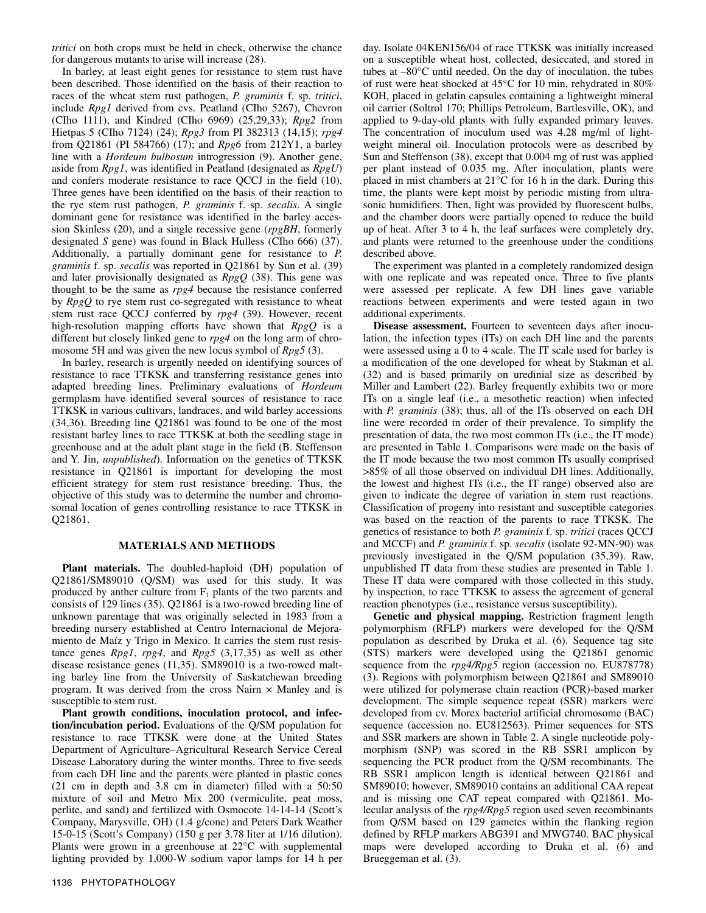*tritici* on both crops must be held in check, otherwise the chance for dangerous mutants to arise will increase (28).

In barley, at least eight genes for resistance to stem rust have been described. Those identified on the basis of their reaction to races of the wheat stem rust pathogen, *P. graminis* f. sp. *tritici*, include *Rpg1* derived from cvs. Peatland (CIho 5267), Chevron (CIho 1111), and Kindred (CIho 6969) (25,29,33); *Rpg2* from Hietpas 5 (CIho 7124) (24); *Rpg3* from PI 382313 (14,15); *rpg4* from Q21861 (PI 584766) (17); and *Rpg6* from 212Y1, a barley line with a *Hordeum bulbosum* introgression (9). Another gene, aside from *Rpg1*, was identified in Peatland (designated as *RpgU*) and confers moderate resistance to race QCCJ in the field (10). Three genes have been identified on the basis of their reaction to the rye stem rust pathogen, *P. graminis* f. sp. *secalis*. A single dominant gene for resistance was identified in the barley accession Skinless (20), and a single recessive gene (*rpgBH*, formerly designated *S* gene) was found in Black Hulless (CIho 666) (37). Additionally, a partially dominant gene for resistance to *P. graminis* f. sp. *secalis* was reported in Q21861 by Sun et al. (39) and later provisionally designated as *RpgQ* (38). This gene was thought to be the same as *rpg4* because the resistance conferred by *RpgQ* to rye stem rust co-segregated with resistance to wheat stem rust race QCCJ conferred by *rpg4* (39). However, recent high-resolution mapping efforts have shown that *RpgQ* is a different but closely linked gene to *rpg4* on the long arm of chromosome 5H and was given the new locus symbol of *Rpg5* (3).

In barley, research is urgently needed on identifying sources of resistance to race TTKSK and transferring resistance genes into adapted breeding lines. Preliminary evaluations of *Hordeum* germplasm have identified several sources of resistance to race TTKSK in various cultivars, landraces, and wild barley accessions (34,36). Breeding line Q21861 was found to be one of the most resistant barley lines to race TTKSK at both the seedling stage in greenhouse and at the adult plant stage in the field (B. Steffenson and Y. Jin, *unpublished*). Information on the genetics of TTKSK resistance in Q21861 is important for developing the most efficient strategy for stem rust resistance breeding. Thus, the objective of this study was to determine the number and chromosomal location of genes controlling resistance to race TTKSK in Q21861.

## MATERIALS AND METHODS

**Plant materials.** The doubled-haploid (DH) population of Q21861/SM89010 (Q/SM) was used for this study. It was produced by anther culture from $F_1$ plants of the two parents and consists of 129 lines (35). Q21861 is a two-rowed breeding line of unknown parentage that was originally selected in 1983 from a breeding nursery established at Centro Internacional de Mejoramiento de Maíz y Trigo in Mexico. It carries the stem rust resistance genes *Rpg1*, *rpg4*, and *Rpg5* (3,17,35) as well as other disease resistance genes (11,35). SM89010 is a two-rowed malting barley line from the University of Saskatchewan breeding program. It was derived from the cross Nairn × Manley and is susceptible to stem rust.

**Plant growth conditions, inoculation protocol, and infection/incubation period.** Evaluations of the Q/SM population for resistance to race TTKSK were done at the United States Department of Agriculture–Agricultural Research Service Cereal Disease Laboratory during the winter months. Three to five seeds from each DH line and the parents were planted in plastic cones (21 cm in depth and 3.8 cm in diameter) filled with a 50:50 mixture of soil and Metro Mix 200 (vermiculite, peat moss, perlite, and sand) and fertilized with Osmocote 14-14-14 (Scott's Company, Marysville, OH) (1.4 g/cone) and Peters Dark Weather 15-0-15 (Scott's Company) (150 g per 3.78 liter at 1/16 dilution). Plants were grown in a greenhouse at 22°C with supplemental lighting provided by 1,000-W sodium vapor lamps for 14 h per day. Isolate 04KEN156/04 of race TTKSK was initially increased on a susceptible wheat host, collected, desiccated, and stored in tubes at –80°C until needed. On the day of inoculation, the tubes of rust were heat shocked at 45°C for 10 min, rehydrated in 80% KOH, placed in gelatin capsules containing a lightweight mineral oil carrier (Soltrol 170; Phillips Petroleum, Bartlesville, OK), and applied to 9-day-old plants with fully expanded primary leaves. The concentration of inoculum used was 4.28 mg/ml of lightweight mineral oil. Inoculation protocols were as described by Sun and Steffenson (38), except that 0.004 mg of rust was applied per plant instead of 0.035 mg. After inoculation, plants were placed in mist chambers at 21°C for 16 h in the dark. During this time, the plants were kept moist by periodic misting from ultrasonic humidifiers. Then, light was provided by fluorescent bulbs, and the chamber doors were partially opened to reduce the build up of heat. After 3 to 4 h, the leaf surfaces were completely dry, and plants were returned to the greenhouse under the conditions described above.

The experiment was planted in a completely randomized design with one replicate and was repeated once. Three to five plants were assessed per replicate. A few DH lines gave variable reactions between experiments and were tested again in two additional experiments.

**Disease assessment.** Fourteen to seventeen days after inoculation, the infection types (ITs) on each DH line and the parents were assessed using a 0 to 4 scale. The IT scale used for barley is a modification of the one developed for wheat by Stakman et al. (32) and is based primarily on uredinial size as described by Miller and Lambert (22). Barley frequently exhibits two or more ITs on a single leaf (i.e., a mesothetic reaction) when infected with *P. graminis* (38); thus, all of the ITs observed on each DH line were recorded in order of their prevalence. To simplify the presentation of data, the two most common ITs (i.e., the IT mode) are presented in Table 1. Comparisons were made on the basis of the IT mode because the two most common ITs usually comprised >85% of all those observed on individual DH lines. Additionally, the lowest and highest ITs (i.e., the IT range) observed also are given to indicate the degree of variation in stem rust reactions. Classification of progeny into resistant and susceptible categories was based on the reaction of the parents to race TTKSK. The genetics of resistance to both *P. graminis* f. sp. *tritici* (races QCCJ and MCCF) and *P. graminis* f. sp. *secalis* (isolate 92-MN-90) was previously investigated in the Q/SM population (35,39). Raw, unpublished IT data from these studies are presented in Table 1. These IT data were compared with those collected in this study, by inspection, to race TTKSK to assess the agreement of general reaction phenotypes (i.e., resistance versus susceptibility).

**Genetic and physical mapping.** Restriction fragment length polymorphism (RFLP) markers were developed for the Q/SM population as described by Druka et al. (6). Sequence tag site (STS) markers were developed using the Q21861 genomic sequence from the *rpg4/Rpg5* region (accession no. EU878778) (3). Regions with polymorphism between Q21861 and SM89010 were utilized for polymerase chain reaction (PCR)-based marker development. The simple sequence repeat (SSR) markers were developed from cv. Morex bacterial artificial chromosome (BAC) sequence (accession no. EU812563). Primer sequences for STS and SSR markers are shown in Table 2. A single nucleotide polymorphism (SNP) was scored in the RB SSR1 amplicon by sequencing the PCR product from the Q/SM recombinants. The RB SSR1 amplicon length is identical between Q21861 and SM89010; however, SM89010 contains an additional CAA repeat and is missing one CAT repeat compared with Q21861. Molecular analysis of the *rpg4/Rpg5* region used seven recombinants from Q/SM based on 129 gametes within the flanking region defined by RFLP markers ABG391 and MWG740. BAC physical maps were developed according to Druka et al. (6) and Brueggeman et al. (3).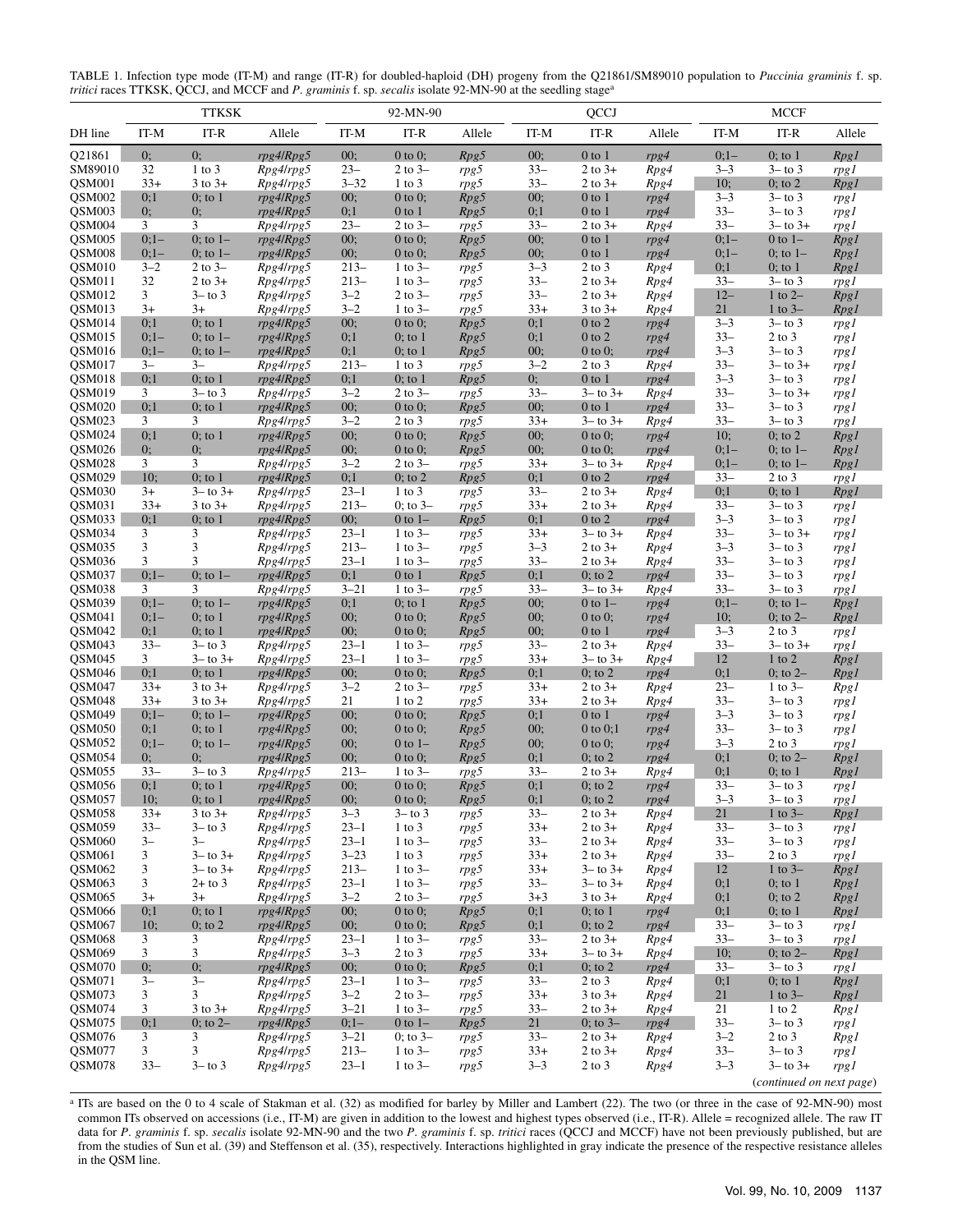TABLE 1. Infection type mode (IT-M) and range (IT-R) for doubled-haploid (DH) progeny from the Q21861/SM89010 population to *Puccinia graminis* f. sp. *tritici* races TTKSK, QCCJ, and MCCF and *P. graminis* f. sp. *secalis* isolate 92-MN-90 at the seedling stage[a]

| | TTKSK | | | 92-MN-90 | | | QCCJ | | | MCCF | | |
|---|---|---|---|---|---|---|---|---|---|---|---|---|
| DH line | IT-M | IT-R | Allele | IT-M | IT-R | Allele | IT-M | IT-R | Allele | IT-M | IT-R | Allele |
| Q21861 | 0; | 0; | *rpg4/Rpg5* | 00; | 0 to 0; | *Rpg5* | 00; | 0 to 1 | *rpg4* | 0;1– | 0; to 1 | *Rpg1* |
| SM89010 | 32 | 1 to 3 | *Rpg4/rpg5* | 23– | 2 to 3– | *rpg5* | 33– | 2 to 3+ | *Rpg4* | 3–3 | 3– to 3 | *rpg1* |
| QSM001 | 33+ | 3 to 3+ | *Rpg4/rpg5* | 3–32 | 1 to 3 | *rpg5* | 33– | 2 to 3+ | *Rpg4* | 10; | 0; to 2 | *Rpg1* |
| QSM002 | 0;1 | 0; to 1 | *rpg4/Rpg5* | 00; | 0 to 0; | *Rpg5* | 00; | 0 to 1 | *rpg4* | 3–3 | 3– to 3 | *rpg1* |
| QSM003 | 0; | 0; | *rpg4/Rpg5* | 0;1 | 0 to 1 | *Rpg5* | 0;1 | 0 to 1 | *rpg4* | 33– | 3– to 3 | *rpg1* |
| QSM004 | 3 | 3 | *Rpg4/rpg5* | 23– | 2 to 3– | *rpg5* | 33– | 2 to 3+ | *Rpg4* | 33– | 3– to 3+ | *rpg1* |
| QSM005 | 0;1– | 0; to 1– | *rpg4/Rpg5* | 00; | 0 to 0; | *Rpg5* | 00; | 0 to 1 | *rpg4* | 0;1– | 0 to 1– | *Rpg1* |
| QSM008 | 0;1– | 0; to 1– | *rpg4/Rpg5* | 00; | 0 to 0; | *Rpg5* | 00; | 0 to 1 | *rpg4* | 0;1– | 0; to 1– | *Rpg1* |
| QSM010 | 3–2 | 2 to 3– | *Rpg4/rpg5* | 213– | 1 to 3– | *rpg5* | 3–3 | 2 to 3 | *Rpg4* | 0;1 | 0; to 1 | *Rpg1* |
| QSM011 | 32 | 2 to 3+ | *Rpg4/rpg5* | 213– | 1 to 3– | *rpg5* | 33– | 2 to 3+ | *Rpg4* | 33– | 3– to 3 | *rpg1* |
| QSM012 | 3 | 3– to 3 | *Rpg4/rpg5* | 3–2 | 2 to 3– | *rpg5* | 33– | 2 to 3+ | *Rpg4* | 12– | 1 to 2– | *Rpg1* |
| QSM013 | 3+ | 3+ | *Rpg4/rpg5* | 3–2 | 1 to 3– | *rpg5* | 33+ | 3 to 3+ | *Rpg4* | 21 | 1 to 3– | *Rpg1* |
| QSM014 | 0;1 | 0; to 1 | *rpg4/Rpg5* | 00; | 0 to 0; | *Rpg5* | 0;1 | 0 to 2 | *rpg4* | 3–3 | 3– to 3 | *rpg1* |
| QSM015 | 0;1– | 0; to 1– | *rpg4/Rpg5* | 0;1 | 0; to 1 | *Rpg5* | 0;1 | 0 to 2 | *rpg4* | 33– | 2 to 3 | *rpg1* |
| QSM016 | 0;1– | 0; to 1– | *rpg4/Rpg5* | 0;1 | 0; to 1 | *Rpg5* | 00; | 0 to 0; | *rpg4* | 3–3 | 3– to 3 | *rpg1* |
| QSM017 | 3– | 3– | *Rpg4/rpg5* | 213– | 1 to 3 | *rpg5* | 3–2 | 2 to 3 | *Rpg4* | 33– | 3– to 3+ | *rpg1* |
| QSM018 | 0;1 | 0; to 1 | *rpg4/Rpg5* | 0;1 | 0; to 1 | *Rpg5* | 0; | 0 to 1 | *rpg4* | 3–3 | 3– to 3 | *rpg1* |
| QSM019 | 3 | 3– to 3 | *Rpg4/rpg5* | 3–2 | 2 to 3– | *rpg5* | 33– | 3– to 3+ | *Rpg4* | 33– | 3– to 3+ | *rpg1* |
| QSM020 | 0;1 | 0; to 1 | *rpg4/Rpg5* | 00; | 0 to 0; | *Rpg5* | 00; | 0 to 1 | *rpg4* | 33– | 3– to 3 | *rpg1* |
| QSM023 | 3 | 3 | *Rpg4/rpg5* | 3–2 | 2 to 3 | *rpg5* | 33+ | 3– to 3+ | *Rpg4* | 33– | 3– to 3 | *rpg1* |
| QSM024 | 0;1 | 0; to 1 | *rpg4/Rpg5* | 00; | 0 to 0; | *Rpg5* | 00; | 0 to 0; | *rpg4* | 10; | 0; to 2 | *Rpg1* |
| QSM026 | 0; | 0; | *rpg4/Rpg5* | 00; | 0 to 0; | *Rpg5* | 00; | 0 to 0; | *rpg4* | 0;1– | 0; to 1– | *Rpg1* |
| QSM028 | 3 | 3 | *Rpg4/rpg5* | 3–2 | 2 to 3– | *rpg5* | 33+ | 3– to 3+ | *Rpg4* | 0;1– | 0; to 1– | *Rpg1* |
| QSM029 | 10; | 0; to 1 | *rpg4/Rpg5* | 0;1 | 0; to 2 | *Rpg5* | 0;1 | 0 to 2 | *rpg4* | 33– | 2 to 3 | *rpg1* |
| QSM030 | 3+ | 3– to 3+ | *Rpg4/rpg5* | 23–1 | 1 to 3 | *rpg5* | 33– | 2 to 3+ | *Rpg4* | 0;1 | 0; to 1 | *Rpg1* |
| QSM031 | 33+ | 3 to 3+ | *Rpg4/rpg5* | 213– | 0; to 3– | *rpg5* | 33+ | 2 to 3+ | *Rpg4* | 33– | 3– to 3 | *rpg1* |
| QSM033 | 0;1 | 0; to 1 | *rpg4/Rpg5* | 00; | 0 to 1– | *Rpg5* | 0;1 | 0 to 2 | *rpg4* | 3–3 | 3– to 3 | *rpg1* |
| QSM034 | 3 | 3 | *Rpg4/rpg5* | 23–1 | 1 to 3– | *rpg5* | 33+ | 3– to 3+ | *Rpg4* | 33– | 3– to 3+ | *rpg1* |
| QSM035 | 3 | 3 | *Rpg4/rpg5* | 213– | 1 to 3– | *rpg5* | 3–3 | 2 to 3+ | *Rpg4* | 3–3 | 3– to 3 | *rpg1* |
| QSM036 | 3 | 3 | *Rpg4/rpg5* | 23–1 | 1 to 3– | *rpg5* | 33– | 2 to 3+ | *Rpg4* | 33– | 3– to 3 | *rpg1* |
| QSM037 | 0;1– | 0; to 1– | *rpg4/Rpg5* | 0;1 | 0 to 1 | *Rpg5* | 0;1 | 0; to 2 | *rpg4* | 33– | 3– to 3 | *rpg1* |
| QSM038 | 3 | 3 | *Rpg4/rpg5* | 3–21 | 1 to 3– | *rpg5* | 33– | 3– to 3+ | *Rpg4* | 33– | 3– to 3 | *rpg1* |
| QSM039 | 0;1– | 0; to 1– | *rpg4/Rpg5* | 0;1 | 0; to 1 | *Rpg5* | 00; | 0 to 1– | *rpg4* | 0;1– | 0; to 1– | *Rpg1* |
| QSM041 | 0;1– | 0; to 1 | *rpg4/Rpg5* | 00; | 0 to 0; | *Rpg5* | 00; | 0 to 0; | *rpg4* | 10; | 0; to 2– | *Rpg1* |
| QSM042 | 0;1 | 0; to 1 | *rpg4/Rpg5* | 00; | 0 to 0; | *Rpg5* | 00; | 0 to 1 | *rpg4* | 3–3 | 2 to 3 | *rpg1* |
| QSM043 | 33– | 3– to 3 | *Rpg4/rpg5* | 23–1 | 1 to 3– | *rpg5* | 33– | 2 to 3+ | *Rpg4* | 33– | 3– to 3+ | *rpg1* |
| QSM045 | 3 | 3– to 3+ | *Rpg4/rpg5* | 23–1 | 1 to 3– | *rpg5* | 33+ | 3– to 3+ | *Rpg4* | 12 | 1 to 2 | *Rpg1* |
| QSM046 | 0;1 | 0; to 1 | *rpg4/Rpg5* | 00; | 0 to 0; | *Rpg5* | 0;1 | 0; to 2 | *rpg4* | 0;1 | 0; to 2– | *Rpg1* |
| QSM047 | 33+ | 3 to 3+ | *Rpg4/rpg5* | 3–2 | 2 to 3– | *rpg5* | 33+ | 2 to 3+ | *Rpg4* | 23– | 1 to 3– | *Rpg1* |
| QSM048 | 33+ | 3 to 3+ | *Rpg4/rpg5* | 21 | 1 to 2 | *rpg5* | 33+ | 2 to 3+ | *Rpg4* | 33– | 3– to 3 | *rpg1* |
| QSM049 | 0;1– | 0; to 1– | *rpg4/Rpg5* | 00; | 0 to 0; | *Rpg5* | 0;1 | 0 to 1 | *rpg4* | 3–3 | 3– to 3 | *rpg1* |
| QSM050 | 0;1 | 0; to 1 | *rpg4/Rpg5* | 00; | 0 to 0; | *Rpg5* | 00; | 0 to 0;1 | *rpg4* | 33– | 3– to 3 | *rpg1* |
| QSM052 | 0;1– | 0; to 1– | *rpg4/Rpg5* | 00; | 0 to 1– | *Rpg5* | 00; | 0 to 0; | *rpg4* | 3–3 | 2 to 3 | *rpg1* |
| QSM054 | 0; | 0; | *rpg4/Rpg5* | 00; | 0 to 0; | *Rpg5* | 0;1 | 0; to 2 | *rpg4* | 0;1 | 0; to 2– | *Rpg1* |
| QSM055 | 33– | 3– to 3 | *Rpg4/rpg5* | 213– | 1 to 3– | *rpg5* | 33– | 2 to 3+ | *Rpg4* | 0;1 | 0; to 1 | *Rpg1* |
| QSM056 | 0;1 | 0; to 1 | *rpg4/Rpg5* | 00; | 0 to 0; | *Rpg5* | 0;1 | 0; to 2 | *rpg4* | 33– | 3– to 3 | *rpg1* |
| QSM057 | 10; | 0; to 1 | *rpg4/Rpg5* | 00; | 0 to 0; | *Rpg5* | 0;1 | 0; to 2 | *rpg4* | 3–3 | 3– to 3 | *rpg1* |
| QSM058 | 33+ | 3 to 3+ | *Rpg4/rpg5* | 3–3 | 3– to 3 | *rpg5* | 33– | 2 to 3+ | *Rpg4* | 21 | 1 to 3– | *Rpg1* |
| QSM059 | 33– | 3– to 3 | *Rpg4/rpg5* | 23–1 | 1 to 3 | *rpg5* | 33+ | 2 to 3+ | *Rpg4* | 33– | 3– to 3 | *rpg1* |
| QSM060 | 3– | 3– | *Rpg4/rpg5* | 23–1 | 1 to 3– | *rpg5* | 33– | 2 to 3+ | *Rpg4* | 33– | 3– to 3 | *rpg1* |
| QSM061 | 3 | 3– to 3+ | *Rpg4/rpg5* | 3–23 | 1 to 3 | *rpg5* | 33+ | 2 to 3+ | *Rpg4* | 33– | 2 to 3 | *rpg1* |
| QSM062 | 3 | 3– to 3+ | *Rpg4/rpg5* | 213– | 1 to 3– | *rpg5* | 33+ | 3– to 3+ | *Rpg4* | 12 | 1 to 3– | *Rpg1* |
| QSM063 | 3 | 2+ to 3 | *Rpg4/rpg5* | 23–1 | 1 to 3– | *rpg5* | 33– | 3– to 3+ | *Rpg4* | 0;1 | 0; to 1 | *Rpg1* |
| QSM065 | 3+ | 3+ | *Rpg4/rpg5* | 3–2 | 2 to 3– | *rpg5* | 3+3 | 3 to 3+ | *Rpg4* | 0;1 | 0; to 2 | *Rpg1* |
| QSM066 | 0;1 | 0; to 1 | *rpg4/Rpg5* | 00; | 0 to 0; | *Rpg5* | 0;1 | 0; to 1 | *rpg4* | 0;1 | 0; to 1 | *Rpg1* |
| QSM067 | 10; | 0; to 2 | *rpg4/Rpg5* | 00; | 0 to 0; | *Rpg5* | 0;1 | 0; to 2 | *rpg4* | 33– | 3– to 3 | *rpg1* |
| QSM068 | 3 | 3 | *Rpg4/rpg5* | 23–1 | 1 to 3– | *rpg5* | 33– | 2 to 3+ | *Rpg4* | 33– | 3– to 3 | *rpg1* |
| QSM069 | 3 | 3 | *Rpg4/rpg5* | 3–3 | 2 to 3 | *rpg5* | 33+ | 3– to 3+ | *Rpg4* | 10; | 0; to 2– | *Rpg1* |
| QSM070 | 0; | 0; | *rpg4/Rpg5* | 00; | 0 to 0; | *Rpg5* | 0;1 | 0; to 2 | *rpg4* | 33– | 3– to 3 | *rpg1* |
| QSM071 | 3– | 3– | *Rpg4/rpg5* | 23–1 | 1 to 3– | *rpg5* | 33– | 2 to 3 | *Rpg4* | 0;1 | 0; to 1 | *Rpg1* |
| QSM073 | 3 | 3 | *Rpg4/rpg5* | 3–2 | 2 to 3– | *rpg5* | 33+ | 3 to 3+ | *Rpg4* | 21 | 1 to 3– | *Rpg1* |
| QSM074 | 3 | 3 to 3+ | *Rpg4/rpg5* | 3–21 | 1 to 3– | *rpg5* | 33– | 2 to 3+ | *Rpg4* | 21 | 1 to 2 | *Rpg1* |
| QSM075 | 0;1 | 0; to 2– | *rpg4/Rpg5* | 0;1– | 0 to 1– | *Rpg5* | 21 | 0; to 3– | *rpg4* | 33– | 3– to 3 | *rpg1* |
| QSM076 | 3 | 3 | *Rpg4/rpg5* | 3–21 | 0; to 3– | *rpg5* | 33– | 2 to 3+ | *Rpg4* | 3–2 | 2 to 3 | *Rpg1* |
| QSM077 | 3 | 3 | *Rpg4/rpg5* | 213– | 1 to 3– | *rpg5* | 33+ | 2 to 3+ | *Rpg4* | 33– | 3– to 3 | *rpg1* |
| QSM078 | 33– | 3– to 3 | *Rpg4/rpg5* | 23–1 | 1 to 3– | *rpg5* | 3–3 | 2 to 3 | *Rpg4* | 3–3 | 3– to 3+ | *rpg1* |

(*continued on next page*)

[a] ITs are based on the 0 to 4 scale of Stakman et al. (32) as modified for barley by Miller and Lambert (22). The two (or three in the case of 92-MN-90) most common ITs observed on accessions (i.e., IT-M) are given in addition to the lowest and highest types observed (i.e., IT-R). Allele = recognized allele. The raw IT data for *P. graminis* f. sp. *secalis* isolate 92-MN-90 and the two *P. graminis* f. sp. *tritici* races (QCCJ and MCCF) have not been previously published, but are from the studies of Sun et al. (39) and Steffenson et al. (35), respectively. Interactions highlighted in gray indicate the presence of the respective resistance alleles in the QSM line.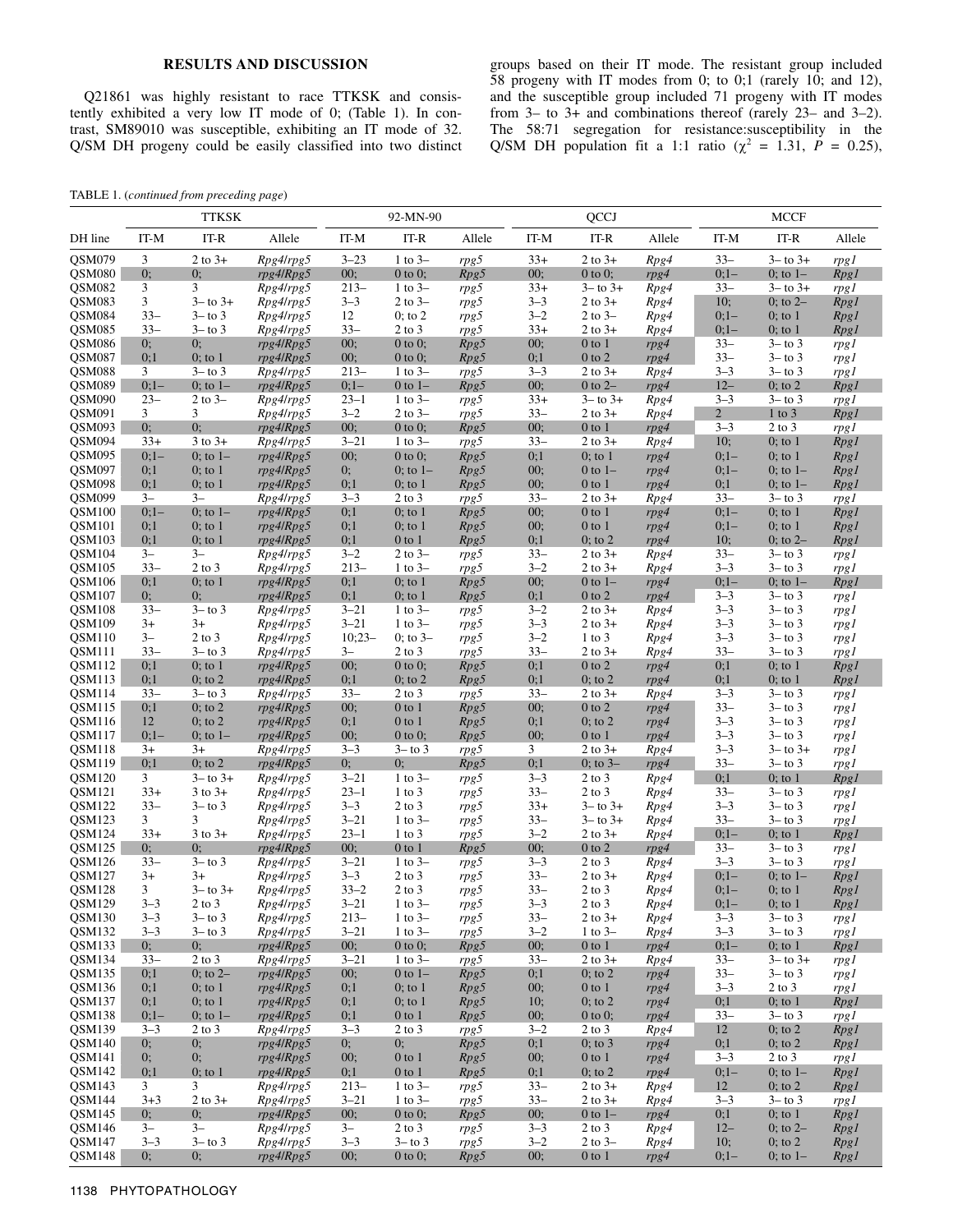## RESULTS AND DISCUSSION

Q21861 was highly resistant to race TTKSK and consistently exhibited a very low IT mode of 0; (Table 1). In contrast, SM89010 was susceptible, exhibiting an IT mode of 32. Q/SM DH progeny could be easily classified into two distinct groups based on their IT mode. The resistant group included 58 progeny with IT modes from 0; to 0;1 (rarely 10; and 12), and the susceptible group included 71 progeny with IT modes from 3– to 3+ and combinations thereof (rarely 23– and 3–2). The 58:71 segregation for resistance:susceptibility in the Q/SM DH population fit a 1:1 ratio ($\chi^2$ = 1.31, $P$ = 0.25),

TABLE 1. (*continued from preceding page*)

| | TTKSK | | | 92-MN-90 | | | QCCJ | | | MCCF | | |
|---|---|---|---|---|---|---|---|---|---|---|---|---|
| DH line | IT-M | IT-R | Allele | IT-M | IT-R | Allele | IT-M | IT-R | Allele | IT-M | IT-R | Allele |
| QSM079 | 3 | 2 to 3+ | *Rpg4/rpg5* | 3–23 | 1 to 3– | *rpg5* | 33+ | 2 to 3+ | *Rpg4* | 33– | 3– to 3+ | *rpg1* |
| QSM080 | 0; | 0; | *rpg4/Rpg5* | 00; | 0 to 0; | *Rpg5* | 00; | 0 to 0; | *rpg4* | 0;1– | 0; to 1– | *Rpg1* |
| QSM082 | 3 | 3 | *Rpg4/rpg5* | 213– | 1 to 3– | *rpg5* | 33+ | 3– to 3+ | *Rpg4* | 33– | 3– to 3+ | *rpg1* |
| QSM083 | 3 | 3– to 3+ | *Rpg4/rpg5* | 3–3 | 2 to 3+ | *rpg5* | 3–3 | 2 to 3+ | *Rpg4* | 10; | 0; to 2– | *Rpg1* |
| QSM084 | 33– | 3– to 3 | *Rpg4/rpg5* | 12 | 0; to 2 | *rpg5* | 3–2 | 2 to 3– | *Rpg4* | 0;1– | 0; to 1 | *Rpg1* |
| QSM085 | 33– | 3– to 3 | *Rpg4/rpg5* | 33– | 2 to 3 | *rpg5* | 33+ | 2 to 3+ | *Rpg4* | 0;1– | 0; to 1 | *Rpg1* |
| QSM086 | 0; | 0; | *rpg4/Rpg5* | 00; | 0 to 0; | *Rpg5* | 00; | 0 to 1 | *rpg4* | 33– | 3– to 3 | *rpg1* |
| QSM087 | 0;1 | 0; to 1 | *rpg4/Rpg5* | 00; | 0 to 0; | *Rpg5* | 0;1 | 0 to 2 | *rpg4* | 33– | 3– to 3 | *rpg1* |
| QSM088 | 3 | 3– to 3 | *Rpg4/rpg5* | 213– | 1 to 3– | *rpg5* | 3–3 | 2 to 3+ | *Rpg4* | 3–3 | 3– to 3 | *rpg1* |
| QSM089 | 0;1– | 0; to 1– | *rpg4/Rpg5* | 0;1– | 0 to 1– | *Rpg5* | 00; | 0 to 2– | *rpg4* | 12– | 0; to 2 | *Rpg1* |
| QSM090 | 23– | 2 to 3– | *Rpg4/rpg5* | 23–1 | 1 to 3– | *rpg5* | 33+ | 3– to 3+ | *Rpg4* | 3–3 | 3– to 3 | *rpg1* |
| QSM091 | 3 | 3 | *Rpg4/rpg5* | 3–2 | 2 to 3– | *rpg5* | 33– | 2 to 3+ | *Rpg4* | 2 | 1 to 3 | *Rpg1* |
| QSM093 | 0; | 0; | *rpg4/Rpg5* | 00; | 0 to 0; | *Rpg5* | 00; | 0 to 1 | *rpg4* | 3–3 | 2 to 3 | *rpg1* |
| QSM094 | 33+ | 3 to 3+ | *Rpg4/rpg5* | 3–21 | 1 to 3– | *rpg5* | 33– | 2 to 3+ | *Rpg4* | 10; | 0; to 1 | *Rpg1* |
| QSM095 | 0;1– | 0; to 1– | *rpg4/Rpg5* | 00; | 0 to 0; | *Rpg5* | 0;1 | 0; to 1 | *rpg4* | 0;1– | 0; to 1 | *Rpg1* |
| QSM097 | 0;1 | 0; to 1 | *rpg4/Rpg5* | 0; | 0; to 1– | *Rpg5* | 00; | 0 to 1– | *rpg4* | 0;1– | 0; to 1– | *Rpg1* |
| QSM098 | 0;1 | 0; to 1 | *rpg4/Rpg5* | 0;1 | 0; to 1 | *Rpg5* | 00; | 0 to 1 | *rpg4* | 0;1 | 0; to 1– | *Rpg1* |
| QSM099 | 3– | 3– | *Rpg4/rpg5* | 3–3 | 2 to 3 | *rpg5* | 33– | 2 to 3+ | *Rpg4* | 33– | 3– to 3 | *rpg1* |
| QSM100 | 0;1– | 0; to 1– | *rpg4/Rpg5* | 0;1 | 0; to 1 | *Rpg5* | 00; | 0 to 1 | *rpg4* | 0;1– | 0; to 1 | *Rpg1* |
| QSM101 | 0;1 | 0; to 1 | *rpg4/Rpg5* | 0;1 | 0; to 1 | *Rpg5* | 00; | 0 to 1 | *rpg4* | 0;1– | 0; to 1 | *Rpg1* |
| QSM103 | 0;1 | 0; to 1 | *rpg4/Rpg5* | 0;1 | 0 to 1 | *Rpg5* | 0;1 | 0; to 2 | *rpg4* | 10; | 0; to 2– | *Rpg1* |
| QSM104 | 3– | 3– | *Rpg4/rpg5* | 3–2 | 2 to 3– | *rpg5* | 33– | 2 to 3+ | *Rpg4* | 33– | 3– to 3 | *rpg1* |
| QSM105 | 33– | 2 to 3 | *Rpg4/rpg5* | 213– | 1 to 3– | *rpg5* | 3–2 | 2 to 3+ | *Rpg4* | 3–3 | 3– to 3 | *rpg1* |
| QSM106 | 0;1 | 0; to 1 | *rpg4/Rpg5* | 0;1 | 0; to 1 | *Rpg5* | 00; | 0 to 1– | *rpg4* | 0;1– | 0; to 1– | *Rpg1* |
| QSM107 | 0; | 0; | *rpg4/Rpg5* | 0;1 | 0; to 1 | *Rpg5* | 0;1 | 0 to 2 | *rpg4* | 3–3 | 3– to 3 | *rpg1* |
| QSM108 | 33– | 3– to 3 | *Rpg4/rpg5* | 3–21 | 1 to 3– | *rpg5* | 3–2 | 2 to 3+ | *Rpg4* | 3–3 | 3– to 3 | *rpg1* |
| QSM109 | 3+ | 3+ | *Rpg4/rpg5* | 3–21 | 1 to 3– | *rpg5* | 3–3 | 2 to 3+ | *Rpg4* | 3–3 | 3– to 3 | *rpg1* |
| QSM110 | 3– | 2 to 3 | *Rpg4/rpg5* | 10;23– | 0; to 3– | *rpg5* | 3–2 | 1 to 3 | *Rpg4* | 3–3 | 3– to 3 | *rpg1* |
| QSM111 | 33– | 3– to 3 | *Rpg4/rpg5* | 3– | 2 to 3 | *rpg5* | 33– | 2 to 3+ | *Rpg4* | 33– | 3– to 3 | *rpg1* |
| QSM112 | 0;1 | 0; to 1 | *rpg4/Rpg5* | 00; | 0 to 0; | *Rpg5* | 0;1 | 0 to 2 | *rpg4* | 0;1 | 0; to 1 | *Rpg1* |
| QSM113 | 0;1 | 0; to 2 | *rpg4/Rpg5* | 0;1 | 0; to 2 | *Rpg5* | 0;1 | 0; to 2 | *rpg4* | 0;1 | 0; to 1 | *Rpg1* |
| QSM114 | 33– | 3– to 3 | *Rpg4/rpg5* | 33– | 2 to 3 | *rpg5* | 33– | 2 to 3+ | *Rpg4* | 3–3 | 3– to 3 | *rpg1* |
| QSM115 | 0;1 | 0; to 2 | *rpg4/Rpg5* | 00; | 0 to 1 | *Rpg5* | 00; | 0 to 2 | *rpg4* | 33– | 3– to 3 | *rpg1* |
| QSM116 | 12 | 0; to 2 | *rpg4/Rpg5* | 0;1 | 0 to 1 | *Rpg5* | 0;1 | 0; to 2 | *rpg4* | 3–3 | 3– to 3 | *rpg1* |
| QSM117 | 0;1– | 0; to 1– | *rpg4/Rpg5* | 00; | 0 to 0; | *Rpg5* | 00; | 0 to 1 | *rpg4* | 3–3 | 3– to 3 | *rpg1* |
| QSM118 | 3+ | 3+ | *Rpg4/rpg5* | 3–3 | 3– to 3 | *rpg5* | 3 | 2 to 3+ | *Rpg4* | 3–3 | 3– to 3+ | *rpg1* |
| QSM119 | 0;1 | 0; to 2 | *rpg4/Rpg5* | 0; | 0; | *Rpg5* | 0;1 | 0; to 3– | *rpg4* | 33– | 3– to 3 | *rpg1* |
| QSM120 | 3 | 3– to 3+ | *Rpg4/rpg5* | 3–21 | 1 to 3– | *rpg5* | 3–3 | 2 to 3 | *Rpg4* | 0;1 | 0; to 1 | *Rpg1* |
| QSM121 | 33+ | 3 to 3+ | *Rpg4/rpg5* | 23–1 | 1 to 3 | *rpg5* | 33– | 2 to 3 | *Rpg4* | 33– | 3– to 3 | *rpg1* |
| QSM122 | 33– | 3– to 3 | *Rpg4/rpg5* | 3–3 | 2 to 3 | *rpg5* | 33+ | 3– to 3+ | *Rpg4* | 3–3 | 3– to 3 | *rpg1* |
| QSM123 | 3 | 3 | *Rpg4/rpg5* | 3–21 | 1 to 3– | *rpg5* | 33– | 3– to 3+ | *Rpg4* | 33– | 3– to 3 | *rpg1* |
| QSM124 | 33+ | 3 to 3+ | *Rpg4/rpg5* | 23–1 | 1 to 3 | *rpg5* | 3–2 | 2 to 3+ | *Rpg4* | 0;1– | 0; to 1 | *Rpg1* |
| QSM125 | 0; | 0; | *rpg4/Rpg5* | 00; | 0 to 1 | *Rpg5* | 00; | 0 to 2 | *rpg4* | 33– | 3– to 3 | *rpg1* |
| QSM126 | 33– | 3– to 3 | *Rpg4/rpg5* | 3–21 | 1 to 3– | *rpg5* | 3–3 | 2 to 3 | *Rpg4* | 3–3 | 3– to 3 | *rpg1* |
| QSM127 | 3+ | 3+ | *Rpg4/rpg5* | 3–3 | 2 to 3 | *rpg5* | 33– | 2 to 3+ | *Rpg4* | 0;1– | 0; to 1– | *Rpg1* |
| QSM128 | 3 | 3– to 3+ | *Rpg4/rpg5* | 33–2 | 2 to 3 | *rpg5* | 33– | 2 to 3 | *Rpg4* | 0;1– | 0; to 1 | *Rpg1* |
| QSM129 | 3–3 | 2 to 3 | *Rpg4/rpg5* | 3–21 | 1 to 3– | *rpg5* | 3–3 | 2 to 3 | *Rpg4* | 0;1– | 0; to 1 | *Rpg1* |
| QSM130 | 3–3 | 3– to 3 | *Rpg4/rpg5* | 213– | 1 to 3– | *rpg5* | 33– | 2 to 3+ | *Rpg4* | 3–3 | 3– to 3 | *rpg1* |
| QSM132 | 3–3 | 3– to 3 | *Rpg4/rpg5* | 3–21 | 1 to 3– | *rpg5* | 3–2 | 1 to 3– | *Rpg4* | 3–3 | 3– to 3 | *rpg1* |
| QSM133 | 0; | 0; | *rpg4/Rpg5* | 00; | 0 to 0; | *Rpg5* | 00; | 0 to 1 | *rpg4* | 0;1– | 0; to 1 | *Rpg1* |
| QSM134 | 33– | 2 to 3 | *Rpg4/rpg5* | 3–21 | 1 to 3– | *rpg5* | 33– | 2 to 3+ | *Rpg4* | 33– | 3– to 3+ | *rpg1* |
| QSM135 | 0;1 | 0; to 2– | *rpg4/Rpg5* | 00; | 0 to 1– | *Rpg5* | 0;1 | 0; to 2 | *rpg4* | 33– | 3– to 3 | *rpg1* |
| QSM136 | 0;1 | 0; to 1 | *rpg4/Rpg5* | 0;1 | 0; to 1 | *Rpg5* | 00; | 0 to 1 | *rpg4* | 3–3 | 2 to 3 | *rpg1* |
| QSM137 | 0;1 | 0; to 1 | *rpg4/Rpg5* | 0;1 | 0; to 1 | *Rpg5* | 10; | 0; to 2 | *rpg4* | 0;1 | 0; to 1 | *Rpg1* |
| QSM138 | 0;1– | 0; to 1– | *rpg4/Rpg5* | 0;1 | 0 to 1 | *Rpg5* | 00; | 0 to 0; | *rpg4* | 33– | 3– to 3 | *rpg1* |
| QSM139 | 3–3 | 2 to 3 | *Rpg4/rpg5* | 3–3 | 2 to 3 | *rpg5* | 3–2 | 2 to 3 | *Rpg4* | 12 | 0; to 2 | *Rpg1* |
| QSM140 | 0; | 0; | *rpg4/Rpg5* | 0; | 0; | *Rpg5* | 0;1 | 0; to 3 | *rpg4* | 0;1 | 0; to 2 | *Rpg1* |
| QSM141 | 0; | 0; | *rpg4/Rpg5* | 00; | 0 to 1 | *Rpg5* | 00; | 0 to 1 | *rpg4* | 3–3 | 2 to 3 | *rpg1* |
| QSM142 | 0;1 | 0; to 1 | *rpg4/Rpg5* | 0;1 | 0 to 1 | *Rpg5* | 0;1 | 0; to 2 | *rpg4* | 0;1– | 0; to 1– | *Rpg1* |
| QSM143 | 3 | 3 | *Rpg4/rpg5* | 213– | 1 to 3– | *rpg5* | 33– | 2 to 3+ | *Rpg4* | 12 | 0; to 2 | *Rpg1* |
| QSM144 | 3+3 | 2 to 3+ | *Rpg4/rpg5* | 3–21 | 1 to 3– | *rpg5* | 33– | 2 to 3+ | *Rpg4* | 3–3 | 3– to 3 | *rpg1* |
| QSM145 | 0; | 0; | *rpg4/Rpg5* | 00; | 0 to 0; | *Rpg5* | 00; | 0 to 1– | *rpg4* | 0;1 | 0; to 1 | *Rpg1* |
| QSM146 | 3– | 3– | *Rpg4/rpg5* | 3– | 2 to 3 | *rpg5* | 3–3 | 2 to 3 | *Rpg4* | 12– | 0; to 2– | *Rpg1* |
| QSM147 | 3–3 | 3– to 3 | *Rpg4/rpg5* | 3–3 | 3– to 3 | *rpg5* | 3–2 | 2 to 3– | *Rpg4* | 10; | 0; to 2 | *Rpg1* |
| QSM148 | 0; | 0; | *rpg4/Rpg5* | 00; | 0 to 0; | *Rpg5* | 00; | 0 to 1 | *rpg4* | 0;1– | 0; to 1– | *Rpg1* |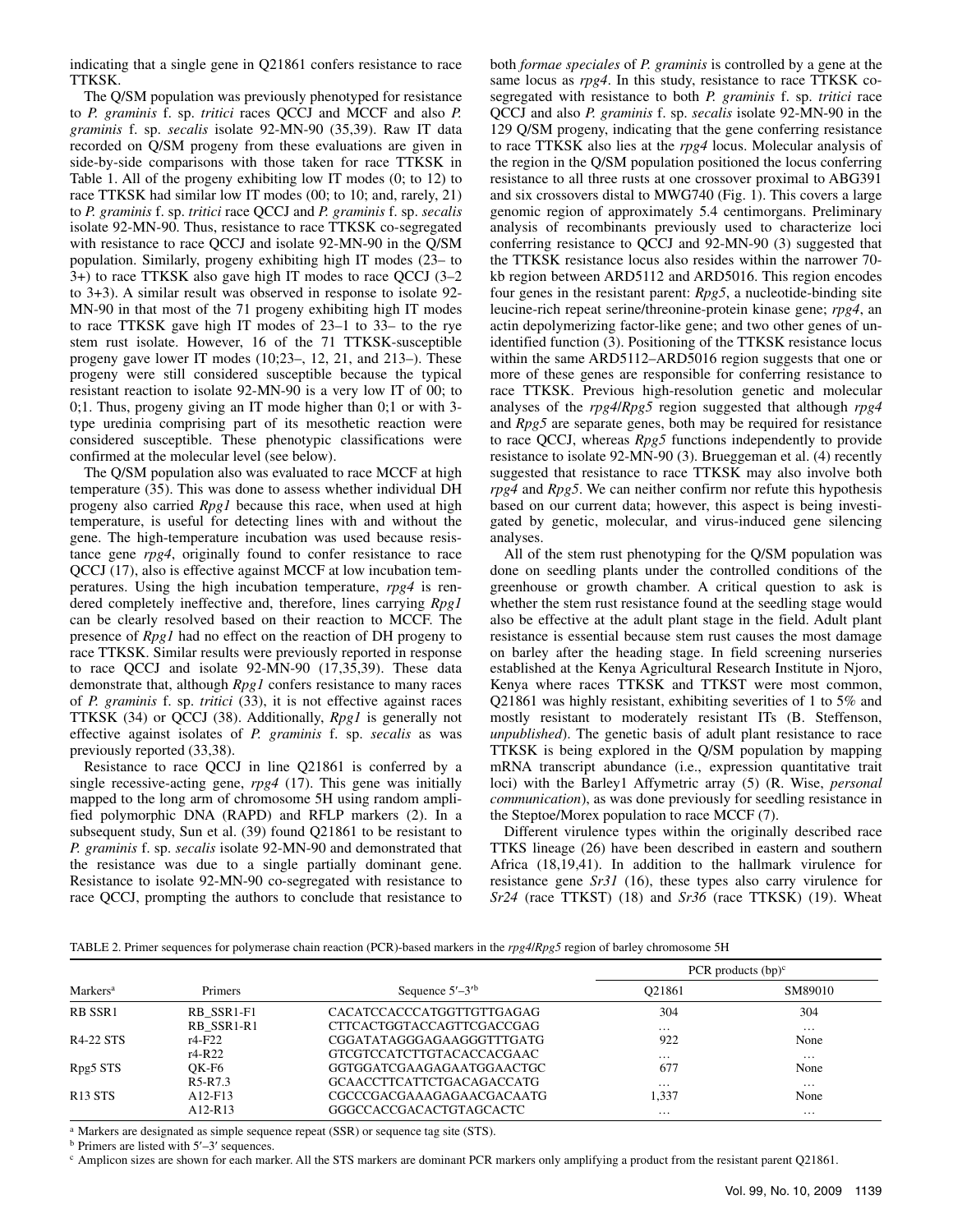indicating that a single gene in Q21861 confers resistance to race TTKSK.

The Q/SM population was previously phenotyped for resistance to *P. graminis* f. sp. *tritici* races QCCJ and MCCF and also *P. graminis* f. sp. *secalis* isolate 92-MN-90 (35,39). Raw IT data recorded on Q/SM progeny from these evaluations are given in side-by-side comparisons with those taken for race TTKSK in Table 1. All of the progeny exhibiting low IT modes (0; to 12) to race TTKSK had similar low IT modes (00; to 10; and, rarely, 21) to *P. graminis* f. sp. *tritici* race QCCJ and *P. graminis* f. sp. *secalis* isolate 92-MN-90. Thus, resistance to race TTKSK co-segregated with resistance to race QCCJ and isolate 92-MN-90 in the Q/SM population. Similarly, progeny exhibiting high IT modes (23– to 3+) to race TTKSK also gave high IT modes to race QCCJ (3–2 to 3+3). A similar result was observed in response to isolate 92-MN-90 in that most of the 71 progeny exhibiting high IT modes to race TTKSK gave high IT modes of 23–1 to 33– to the rye stem rust isolate. However, 16 of the 71 TTKSK-susceptible progeny gave lower IT modes (10;23–, 12, 21, and 213–). These progeny were still considered susceptible because the typical resistant reaction to isolate 92-MN-90 is a very low IT of 00; to 0;1. Thus, progeny giving an IT mode higher than 0;1 or with 3-type uredinia comprising part of its mesothetic reaction were considered susceptible. These phenotypic classifications were confirmed at the molecular level (see below).

The Q/SM population also was evaluated to race MCCF at high temperature (35). This was done to assess whether individual DH progeny also carried *Rpg1* because this race, when used at high temperature, is useful for detecting lines with and without the gene. The high-temperature incubation was used because resistance gene *rpg4*, originally found to confer resistance to race QCCJ (17), also is effective against MCCF at low incubation temperatures. Using the high incubation temperature, *rpg4* is rendered completely ineffective and, therefore, lines carrying *Rpg1* can be clearly resolved based on their reaction to MCCF. The presence of *Rpg1* had no effect on the reaction of DH progeny to race TTKSK. Similar results were previously reported in response to race QCCJ and isolate 92-MN-90 (17,35,39). These data demonstrate that, although *Rpg1* confers resistance to many races of *P. graminis* f. sp. *tritici* (33), it is not effective against races TTKSK (34) or QCCJ (38). Additionally, *Rpg1* is generally not effective against isolates of *P. graminis* f. sp. *secalis* as was previously reported (33,38).

Resistance to race QCCJ in line Q21861 is conferred by a single recessive-acting gene, *rpg4* (17). This gene was initially mapped to the long arm of chromosome 5H using random amplified polymorphic DNA (RAPD) and RFLP markers (2). In a subsequent study, Sun et al. (39) found Q21861 to be resistant to *P. graminis* f. sp. *secalis* isolate 92-MN-90 and demonstrated that the resistance was due to a single partially dominant gene. Resistance to isolate 92-MN-90 co-segregated with resistance to race QCCJ, prompting the authors to conclude that resistance to both *formae speciales* of *P. graminis* is controlled by a gene at the same locus as *rpg4*. In this study, resistance to race TTKSK co-segregated with resistance to both *P. graminis* f. sp. *tritici* race QCCJ and also *P. graminis* f. sp. *secalis* isolate 92-MN-90 in the 129 Q/SM progeny, indicating that the gene conferring resistance to TTKSK also lies at the *rpg4* locus. Molecular analysis of the region in the Q/SM population positioned the locus conferring resistance to all three rusts at one crossover proximal to ABG391 and six crossovers distal to MWG740 (Fig. 1). This covers a large genomic region of approximately 5.4 centimorgans. Preliminary analysis of recombinants previously used to characterize loci conferring resistance to QCCJ and 92-MN-90 (3) suggested that the TTKSK resistance locus also resides within the narrower 70-kb region between ARD5112 and ARD5016. This region encodes four genes in the resistant parent: *Rpg5*, a nucleotide-binding site leucine-rich repeat serine/threonine-protein kinase gene; *rpg4*, an actin depolymerizing factor-like gene; and two other genes of unidentified function (3). Positioning of the TTKSK resistance locus within the same ARD5112–ARD5016 region suggests that one or more of these genes are responsible for conferring resistance to race TTKSK. Previous high-resolution genetic and molecular analyses of the *rpg4*/*Rpg5* region suggested that although *rpg4* and *Rpg5* are separate genes, both may be required for resistance to race QCCJ, whereas *Rpg5* functions independently to provide resistance to isolate 92-MN-90 (3). Brueggeman et al. (4) recently suggested that resistance to race TTKSK may also involve both *rpg4* and *Rpg5*. We can neither confirm nor refute this hypothesis based on our current data; however, this aspect is being investigated by genetic, molecular, and virus-induced gene silencing analyses.

All of the stem rust phenotyping for the Q/SM population was done on seedling plants under the controlled conditions of the greenhouse or growth chamber. A critical question to ask is whether the stem rust resistance found at the seedling stage would also be effective at the adult plant stage in the field. Adult plant resistance is essential because stem rust causes the most damage on barley after the heading stage. In field screening nurseries established at the Kenya Agricultural Research Institute in Njoro, Kenya where races TTKSK and TTKST were most common, Q21861 was highly resistant, exhibiting severities of 1 to 5% and mostly resistant to moderately resistant ITs (B. Steffenson, *unpublished*). The genetic basis of adult plant resistance to race TTKSK is being explored in the Q/SM population by mapping mRNA transcript abundance (i.e., expression quantitative trait loci) with the Barley1 Affymetric array (5) (R. Wise, *personal communication*), as was done previously for seedling resistance in the Steptoe/Morex population to race MCCF (7).

Different virulence types within the originally described race TTKS lineage (26) have been described in eastern and southern Africa (18,19,41). In addition to the hallmark virulence for resistance gene *Sr31* (16), these types also carry virulence for *Sr24* (race TTKST) (18) and *Sr36* (race TTKSK) (19). Wheat

TABLE 2. Primer sequences for polymerase chain reaction (PCR)-based markers in the *rpg4*/*Rpg5* region of barley chromosome 5H

| Markers[a] | Primers | Sequence 5′–3′[b] | PCR products (bp)[c] | |
|---|---|---|---|---|
| | | | Q21861 | SM89010 |
| RB SSR1 | RB_SSR1-F1 | CACATCCACCCATGGTTGTTGAGAG | 304 | 304 |
| | RB_SSR1-R1 | CTTCACTGGTACCAGTTCGACCGAG | … | … |
| R4-22 STS | r4-F22 | CGGATATAGGGAGAAGGGTTTGATG | 922 | None |
| | r4-R22 | GTCGTCCATCTTGTACACCACGAAC | … | … |
| Rpg5 STS | QK-F6 | GGTGGATCGAAGAGAATGGAACTGC | 677 | None |
| | R5-R7.3 | GCAACCTTCATTCTGACAGACCATG | … | … |
| R13 STS | A12-F13 | CGCCCGACGAAAGAGAACGACAATG | 1,337 | None |
| | A12-R13 | GGGCCACCGACACTGTAGCACTC | … | … |

[a] Markers are designated as simple sequence repeat (SSR) or sequence tag site (STS).

[b] Primers are listed with 5′–3′ sequences.

[c] Amplicon sizes are shown for each marker. All the STS markers are dominant PCR markers only amplifying a product from the resistant parent Q21861.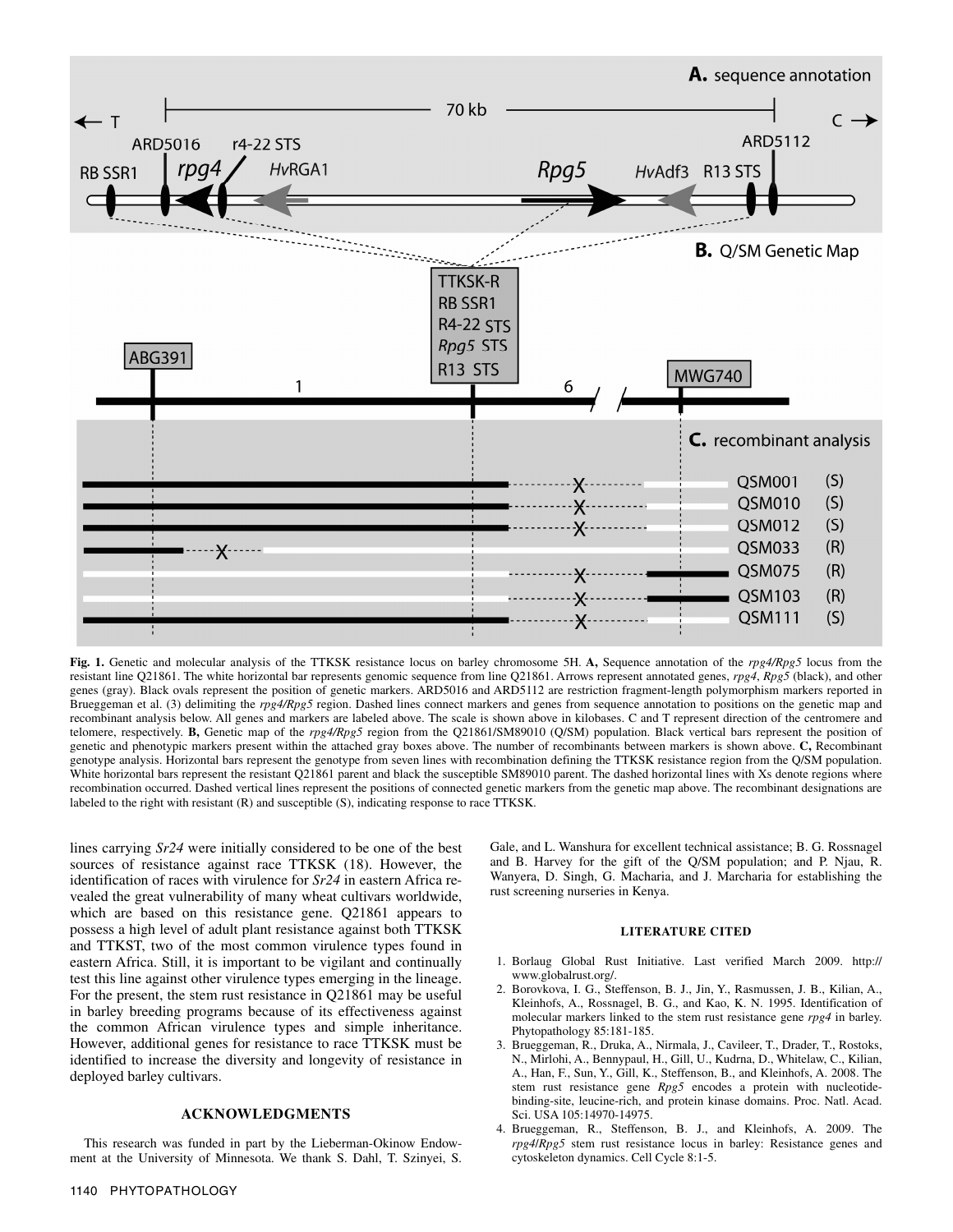A. sequence annotation

70 kb

← T

C →

ARD5016

r4-22 STS

ARD5112

RB SSR1

rpg4

HvRGA1

Rpg5

HvAdf3

R13 STS

B. Q/SM Genetic Map

TTKSK-R
RB SSR1
R4-22 STS
Rpg5 STS
R13 STS

ABG391

MWG740

1

6

C. recombinant analysis

QSM001 (S)

QSM010 (S)

QSM012 (S)

QSM033 (R)

QSM075 (R)

QSM103 (R)

QSM111 (S)

**Fig. 1.** Genetic and molecular analysis of the TTKSK resistance locus on barley chromosome 5H. **A,** Sequence annotation of the *rpg4/Rpg5* locus from the resistant line Q21861. The white horizontal bar represents genomic sequence from line Q21861. Arrows represent annotated genes, *rpg4*, *Rpg5* (black), and other genes (gray). Black ovals represent the position of genetic markers. ARD5016 and ARD5112 are restriction fragment-length polymorphism markers reported in Brueggeman et al. (3) delimiting the *rpg4/Rpg5* region. Dashed lines connect markers and genes from sequence annotation to positions on the genetic map and recombinant analysis below. All genes and markers are labeled above. The scale is shown above in kilobases. C and T represent direction of the centromere and telomere, respectively. **B,** Genetic map of the *rpg4/Rpg5* region from the Q21861/SM89010 (Q/SM) population. Black vertical bars represent the position of genetic and phenotypic markers present within the attached gray boxes above. The number of recombinants between markers is shown above. **C,** Recombinant genotype analysis. Horizontal bars represent the genotype from seven lines with recombination defining the TTKSK resistance region from the Q/SM population. White horizontal bars represent the resistant Q21861 parent and black the susceptible SM89010 parent. The dashed horizontal lines with Xs denote regions where recombination occurred. Dashed vertical lines represent the positions of connected genetic markers from the genetic map above. The recombinant designations are labeled to the right with resistant (R) and susceptible (S), indicating response to race TTKSK.

lines carrying *Sr24* were initially considered to be one of the best sources of resistance against race TTKSK (18). However, the identification of races with virulence for *Sr24* in eastern Africa revealed the great vulnerability of many wheat cultivars worldwide, which are based on this resistance gene. Q21861 appears to possess a high level of adult plant resistance against both TTKSK and TTKST, two of the most common virulence types found in eastern Africa. Still, it is important to be vigilant and continually test this line against other virulence types emerging in the lineage. For the present, the stem rust resistance in Q21861 may be useful in barley breeding programs because of its effectiveness against the common African virulence types and simple inheritance. However, additional genes for resistance to race TTKSK must be identified to increase the diversity and longevity of resistance in deployed barley cultivars.

## ACKNOWLEDGMENTS

This research was funded in part by the Lieberman-Okinow Endowment at the University of Minnesota. We thank S. Dahl, T. Szinyei, S. Gale, and L. Wanshura for excellent technical assistance; B. G. Rossnagel and B. Harvey for the gift of the Q/SM population; and P. Njau, R. Wanyera, D. Singh, G. Macharia, and J. Marcharia for establishing the rust screening nurseries in Kenya.

## LITERATURE CITED

1. Borlaug Global Rust Initiative. Last verified March 2009. http://www.globalrust.org/.
2. Borovkova, I. G., Steffenson, B. J., Jin, Y., Rasmussen, J. B., Kilian, A., Kleinhofs, A., Rossnagel, B. G., and Kao, K. N. 1995. Identification of molecular markers linked to the stem rust resistance gene *rpg4* in barley. Phytopathology 85:181-185.
3. Brueggeman, R., Druka, A., Nirmala, J., Cavileer, T., Drader, T., Rostoks, N., Mirlohi, A., Bennypaul, H., Gill, U., Kudrna, D., Whitelaw, C., Kilian, A., Han, F., Sun, Y., Gill, K., Steffenson, B., and Kleinhofs, A. 2008. The stem rust resistance gene *Rpg5* encodes a protein with nucleotide-binding-site, leucine-rich, and protein kinase domains. Proc. Natl. Acad. Sci. USA 105:14970-14975.
4. Brueggeman, R., Steffenson, B. J., and Kleinhofs, A. 2009. The *rpg4/Rpg5* stem rust resistance locus in barley: Resistance genes and cytoskeleton dynamics. Cell Cycle 8:1-5.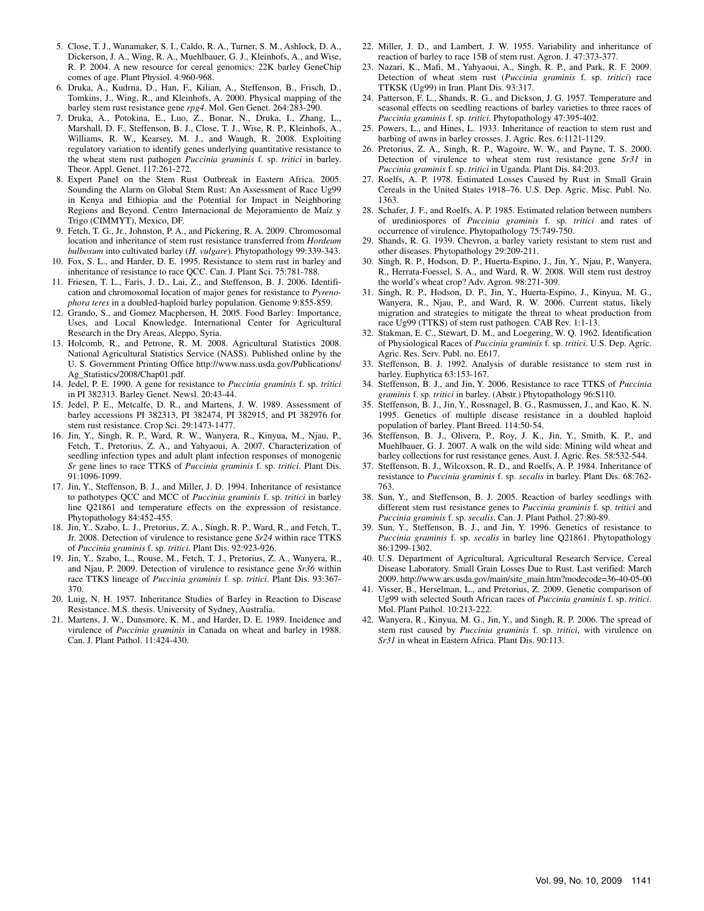5. Close, T. J., Wanamaker, S. I., Caldo, R. A., Turner, S. M., Ashlock, D. A., Dickerson, J. A., Wing, R. A., Muehlbauer, G. J., Kleinhofs, A., and Wise, R. P. 2004. A new resource for cereal genomics: 22K barley GeneChip comes of age. Plant Physiol. 4:960-968.
6. Druka, A., Kudrna, D., Han, F., Kilian, A., Steffenson, B., Frisch, D., Tomkins, J., Wing, R., and Kleinhofs, A. 2000. Physical mapping of the barley stem rust resistance gene *rpg4*. Mol. Gen Genet. 264:283-290.
7. Druka, A., Potokina, E., Luo, Z., Bonar, N., Druka, I., Zhang, L., Marshall, D. F., Steffenson, B. J., Close, T. J., Wise, R. P., Kleinhofs, A., Williams, R. W., Kearsey, M. J., and Waugh, R. 2008. Exploiting regulatory variation to identify genes underlying quantitative resistance to the wheat stem rust pathogen *Puccinia graminis* f. sp. *tritici* in barley. Theor. Appl. Genet. 117:261-272.
8. Expert Panel on the Stem Rust Outbreak in Eastern Africa. 2005. Sounding the Alarm on Global Stem Rust: An Assessment of Race Ug99 in Kenya and Ethiopia and the Potential for Impact in Neighboring Regions and Beyond. Centro Internacional de Mejoramiento de Maíz y Trigo (CIMMYT), Mexico, DF.
9. Fetch, T. G., Jr., Johnston, P. A., and Pickering, R. A. 2009. Chromosomal location and inheritance of stem rust resistance transferred from *Hordeum bulbosum* into cultivated barley (*H. vulgare*). Phytopathology 99:339-343.
10. Fox, S. L., and Harder, D. E. 1995. Resistance to stem rust in barley and inheritance of resistance to race QCC. Can. J. Plant Sci. 75:781-788.
11. Friesen, T. L., Faris, J. D., Lai, Z., and Steffenson, B. J. 2006. Identification and chromosomal location of major genes for resistance to *Pyrenophora teres* in a doubled-haploid barley population. Genome 9:855-859.
12. Grando, S., and Gomez Macpherson, H. 2005. Food Barley: Importance, Uses, and Local Knowledge. International Center for Agricultural Research in the Dry Areas, Aleppo, Syria.
13. Holcomb, R., and Petrone, R. M. 2008. Agricultural Statistics 2008. National Agricultural Statistics Service (NASS). Published online by the U. S. Government Printing Office http://www.nass.usda.gov/Publications/Ag_Statistics/2008/Chap01.pdf.
14. Jedel, P. E. 1990. A gene for resistance to *Puccinia graminis* f. sp. *tritici* in PI 382313. Barley Genet. Newsl. 20:43-44.
15. Jedel, P. E., Metcalfe, D. R., and Martens, J. W. 1989. Assessment of barley accessions PI 382313, PI 382474, PI 382915, and PI 382976 for stem rust resistance. Crop Sci. 29:1473-1477.
16. Jin, Y., Singh, R. P., Ward, R. W., Wanyera, R., Kinyua, M., Njau, P., Fetch, T., Pretorius, Z. A., and Yahyaoui, A. 2007. Characterization of seedling infection types and adult plant infection responses of monogenic *Sr* gene lines to race TTKS of *Puccinia graminis* f. sp. *tritici*. Plant Dis. 91:1096-1099.
17. Jin, Y., Steffenson, B. J., and Miller, J. D. 1994. Inheritance of resistance to pathotypes QCC and MCC of *Puccinia graminis* f. sp. *tritici* in barley line Q21861 and temperature effects on the expression of resistance. Phytopathology 84:452-455.
18. Jin, Y., Szabo, L. J., Pretorius, Z. A., Singh, R. P., Ward, R., and Fetch, T., Jr. 2008. Detection of virulence to resistance gene *Sr24* within race TTKS of *Puccinia graminis* f. sp. *tritici*. Plant Dis. 92:923-926.
19. Jin, Y., Szabo, L., Rouse, M., Fetch, T. J., Pretorius, Z. A., Wanyera, R., and Njau, P. 2009. Detection of virulence to resistance gene *Sr36* within race TTKS lineage of *Puccinia graminis* f. sp. *tritici*. Plant Dis. 93:367-370.
20. Luig, N. H. 1957. Inheritance Studies of Barley in Reaction to Disease Resistance. M.S. thesis. University of Sydney, Australia.
21. Martens, J. W., Dunsmore, K. M., and Harder, D. E. 1989. Incidence and virulence of *Puccinia graminis* in Canada on wheat and barley in 1988. Can. J. Plant Pathol. 11:424-430.
22. Miller, J. D., and Lambert, J. W. 1955. Variability and inheritance of reaction of barley to race 15B of stem rust. Agron. J. 47:373-377.
23. Nazari, K., Mafi, M., Yahyaoui, A., Singh, R. P., and Park, R. F. 2009. Detection of wheat stem rust (*Puccinia graminis* f. sp. *tritici*) race TTKSK (Ug99) in Iran. Plant Dis. 93:317.
24. Patterson, F. L., Shands, R. G., and Dickson, J. G. 1957. Temperature and seasonal effects on seedling reactions of barley varieties to three races of *Puccinia graminis* f. sp. *tritici*. Phytopathology 47:395-402.
25. Powers, L., and Hines, L. 1933. Inheritance of reaction to stem rust and barbing of awns in barley crosses. J. Agric. Res. 6:1121-1129.
26. Pretorius, Z. A., Singh, R. P., Wagoire, W. W., and Payne, T. S. 2000. Detection of virulence to wheat stem rust resistance gene *Sr31* in *Puccinia graminis* f. sp. *tritici* in Uganda. Plant Dis. 84:203.
27. Roelfs, A. P. 1978. Estimated Losses Caused by Rust in Small Grain Cereals in the United States 1918–76. U.S. Dep. Agric. Misc. Publ. No. 1363.
28. Schafer, J. F., and Roelfs, A. P. 1985. Estimated relation between numbers of urediniospores of *Puccinia graminis* f. sp. *tritici* and rates of occurrence of virulence. Phytopathology 75:749-750.
29. Shands, R. G. 1939. Chevron, a barley variety resistant to stem rust and other diseases. Phytopathology 29:209-211.
30. Singh, R. P., Hodson, D. P., Huerta-Espino, J., Jin, Y., Njau, P., Wanyera, R., Herrata-Foessel, S. A., and Ward, R. W. 2008. Will stem rust destroy the world's wheat crop? Adv. Agron. 98:271-309.
31. Singh, R. P., Hodson, D. P., Jin, Y., Huerta-Espino, J., Kinyua, M. G., Wanyera, R., Njau, P., and Ward, R. W. 2006. Current status, likely migration and strategies to mitigate the threat to wheat production from race Ug99 (TTKS) of stem rust pathogen. CAB Rev. 1:1-13.
32. Stakman, E. C., Stewart, D. M., and Loegering, W. Q. 1962. Identification of Physiological Races of *Puccinia graminis* f. sp. *tritici*. U.S. Dep. Agric. Agric. Res. Serv. Publ. no. E617.
33. Steffenson, B. J. 1992. Analysis of durable resistance to stem rust in barley. Euphytica 63:153-167.
34. Steffenson, B. J., and Jin, Y. 2006. Resistance to race TTKS of *Puccinia graminis* f. sp. *tritici* in barley. (Abstr.) Phytopathology 96:S110.
35. Steffenson, B. J., Jin, Y., Rossnagel, B. G., Rasmussen, J., and Kao, K. N. 1995. Genetics of multiple disease resistance in a doubled haploid population of barley. Plant Breed. 114:50-54.
36. Steffenson, B. J., Olivera, P., Roy, J. K., Jin, Y., Smith, K. P., and Muehlbauer, G. J. 2007. A walk on the wild side: Mining wild wheat and barley collections for rust resistance genes. Aust. J. Agric. Res. 58:532-544.
37. Steffenson, B. J., Wilcoxson, R. D., and Roelfs, A. P. 1984. Inheritance of resistance to *Puccinia graminis* f. sp. *secalis* in barley. Plant Dis. 68:762-763.
38. Sun, Y., and Steffenson, B. J. 2005. Reaction of barley seedlings with different stem rust resistance genes to *Puccinia graminis* f. sp. *tritici* and *Puccinia graminis* f. sp. *secalis*. Can. J. Plant Pathol. 27:80-89.
39. Sun, Y., Steffenson, B. J., and Jin, Y. 1996. Genetics of resistance to *Puccinia graminis* f. sp. *secalis* in barley line Q21861. Phytopathology 86:1299-1302.
40. U.S. Department of Agricultural, Agricultural Research Service, Cereal Disease Laboratory. Small Grain Losses Due to Rust. Last verified: March 2009. http://www.ars.usda.gov/main/site_main.htm?modecode=36-40-05-00
41. Visser, B., Herselman, L., and Pretorius, Z. 2009. Genetic comparison of Ug99 with selected South African races of *Puccinia graminis* f. sp. *tritici*. Mol. Plant Pathol. 10:213-222.
42. Wanyera, R., Kinyua, M. G., Jin, Y., and Singh, R. P. 2006. The spread of stem rust caused by *Puccinia graminis* f. sp. *tritici*, with virulence on *Sr31* in wheat in Eastern Africa. Plant Dis. 90:113.